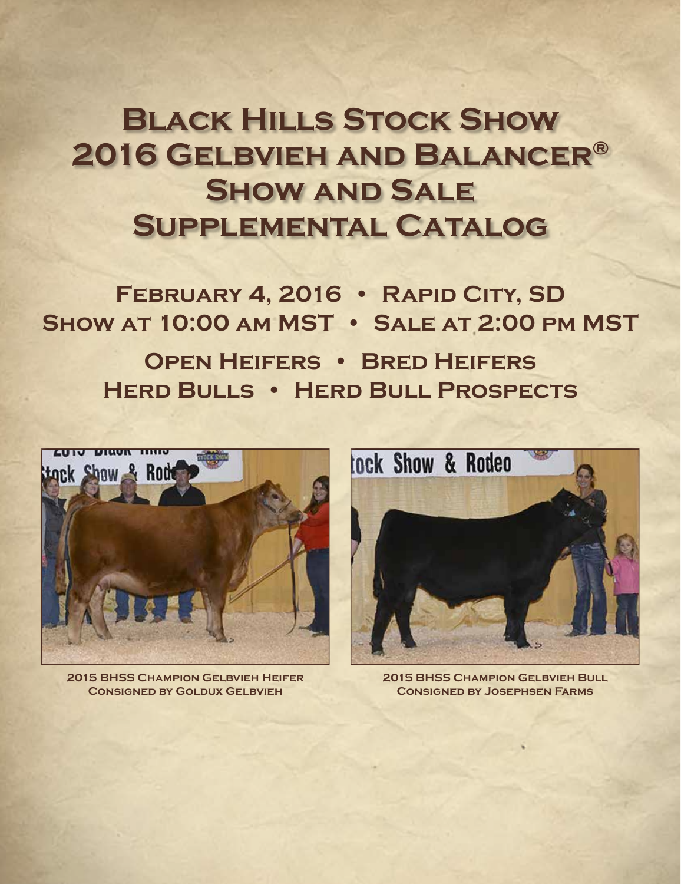# Black Hills Stock Show 2016 Gelbvieh and Balancer® Show and Sale Supplemental Catalog

## February 4, 2016 • Rapid City, SD
## Show at 10:00 am MST • Sale at 2:00 pm MST

## Open Heifers • Bred Heifers
## Herd Bulls • Herd Bull Prospects

**2015 BHSS Champion Gelbvieh Heifer**
**Consigned by Goldux Gelbvieh**

**2015 BHSS Champion Gelbvieh Bull**
**Consigned by Josephsen Farms**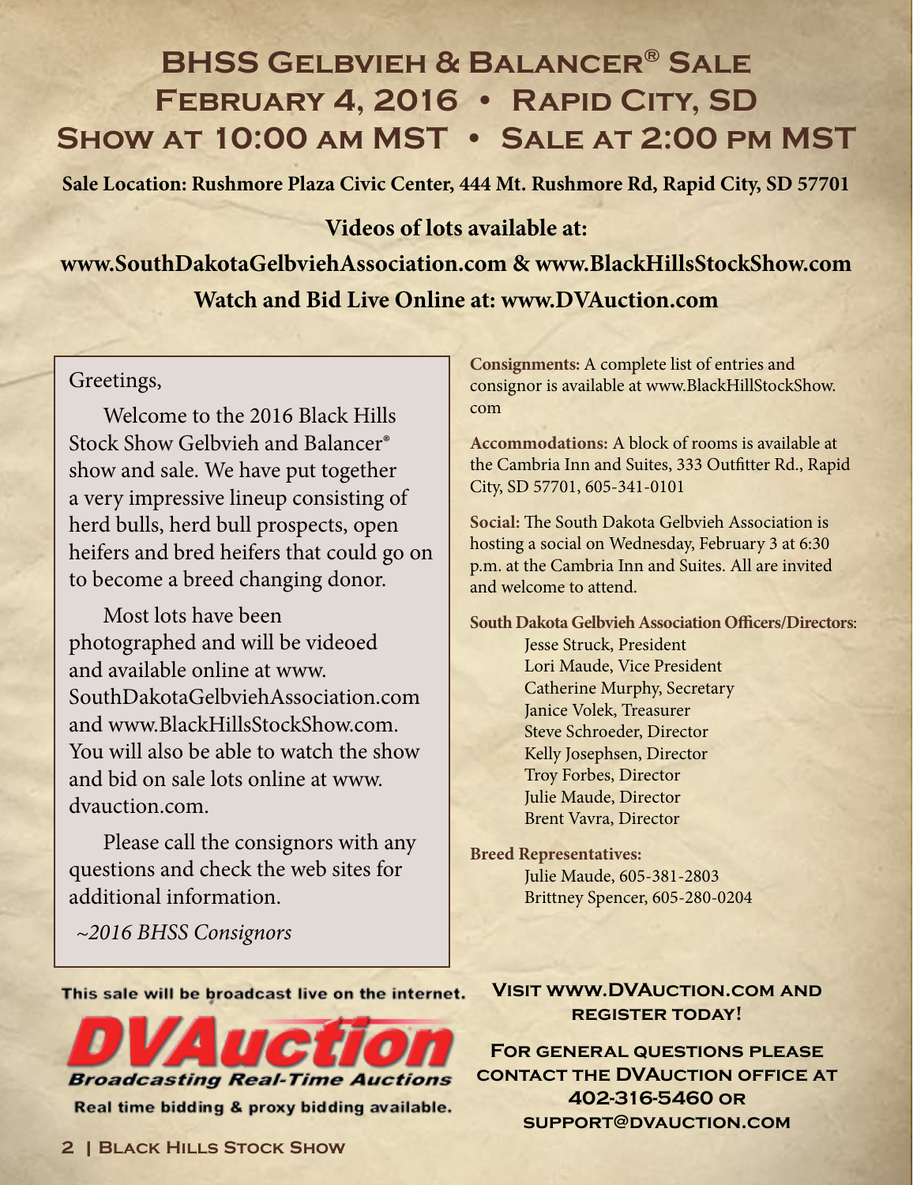# BHSS Gelbvieh & Balancer® Sale

## February 4, 2016 • Rapid City, SD

## Show at 10:00 am MST • Sale at 2:00 pm MST

**Sale Location: Rushmore Plaza Civic Center, 444 Mt. Rushmore Rd, Rapid City, SD 57701**

**Videos of lots available at:**

**www.SouthDakotaGelbviehAssociation.com & www.BlackHillsStockShow.com**

**Watch and Bid Live Online at: www.DVAuction.com**

Greetings,

Welcome to the 2016 Black Hills Stock Show Gelbvieh and Balancer® show and sale. We have put together a very impressive lineup consisting of herd bulls, herd bull prospects, open heifers and bred heifers that could go on to become a breed changing donor.

Most lots have been photographed and will be videoed and available online at www.SouthDakotaGelbviehAssociation.com and www.BlackHillsStockShow.com. You will also be able to watch the show and bid on sale lots online at www.dvauction.com.

Please call the consignors with any questions and check the web sites for additional information.

*~2016 BHSS Consignors*

**Consignments:** A complete list of entries and consignor is available at www.BlackHillStockShow.com

**Accommodations:** A block of rooms is available at the Cambria Inn and Suites, 333 Outfitter Rd., Rapid City, SD 57701, 605-341-0101

**Social:** The South Dakota Gelbvieh Association is hosting a social on Wednesday, February 3 at 6:30 p.m. at the Cambria Inn and Suites. All are invited and welcome to attend.

**South Dakota Gelbvieh Association Officers/Directors**:

Jesse Struck, President
Lori Maude, Vice President
Catherine Murphy, Secretary
Janice Volek, Treasurer
Steve Schroeder, Director
Kelly Josephsen, Director
Troy Forbes, Director
Julie Maude, Director
Brent Vavra, Director

**Breed Representatives:**

Julie Maude, 605-381-2803
Brittney Spencer, 605-280-0204

This sale will be broadcast live on the internet.

DVAuction
Broadcasting Real-Time Auctions

Real time bidding & proxy bidding available.

**Visit www.DVAuction.com and register today!**

**For general questions please contact the DVAuction office at 402-316-5460 or support@dvauction.com**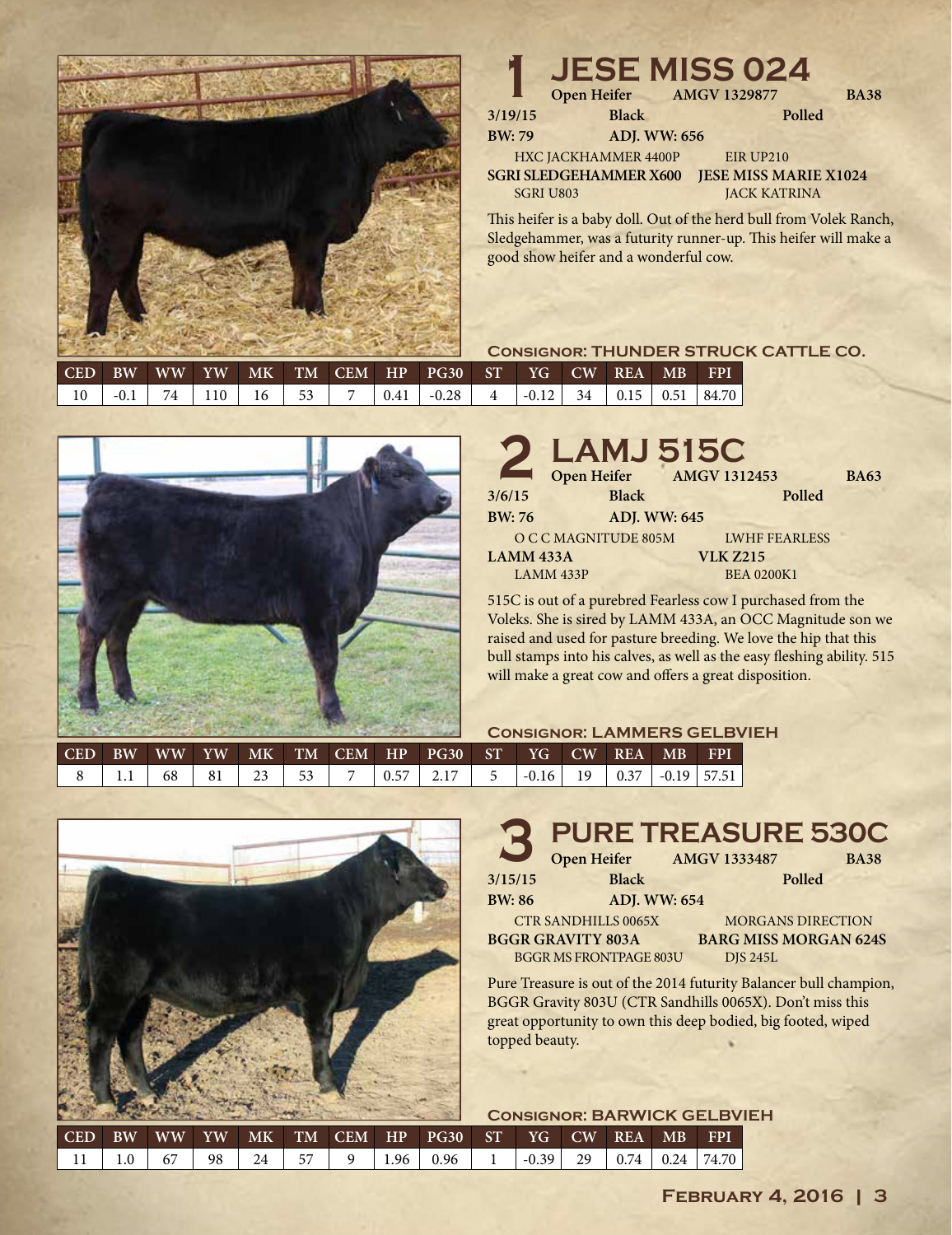## 1 JESE MISS 024

**Open Heifer** **AMGV 1329877** **BA38**

**3/19/15** **Black** **Polled**

**BW: 79** **ADJ. WW: 656**

HXC JACKHAMMER 4400P — EIR UP210

**SGRI SLEDGEHAMMER X600** — **JESE MISS MARIE X1024**

SGRI U803 — JACK KATRINA

This heifer is a baby doll. Out of the herd bull from Volek Ranch, Sledgehammer, was a futurity runner-up. This heifer will make a good show heifer and a wonderful cow.

**Consignor: THUNDER STRUCK CATTLE CO.**

| CED | BW | WW | YW | MK | TM | CEM | HP | PG30 | ST | YG | CW | REA | MB | FPI |
|---|---|---|---|---|---|---|---|---|---|---|---|---|---|---|
| 10 | -0.1 | 74 | 110 | 16 | 53 | 7 | 0.41 | -0.28 | 4 | -0.12 | 34 | 0.15 | 0.51 | 84.70 |

## 2 LAMJ 515C

**Open Heifer** **AMGV 1312453** **BA63**

**3/6/15** **Black** **Polled**

**BW: 76** **ADJ. WW: 645**

O C C MAGNITUDE 805M — LWHF FEARLESS

**LAMM 433A** — **VLK Z215**

LAMM 433P — BEA 0200K1

515C is out of a purebred Fearless cow I purchased from the Voleks. She is sired by LAMM 433A, an OCC Magnitude son we raised and used for pasture breeding. We love the hip that this bull stamps into his calves, as well as the easy fleshing ability. 515 will make a great cow and offers a great disposition.

**Consignor: LAMMERS GELBVIEH**

| CED | BW | WW | YW | MK | TM | CEM | HP | PG30 | ST | YG | CW | REA | MB | FPI |
|---|---|---|---|---|---|---|---|---|---|---|---|---|---|---|
| 8 | 1.1 | 68 | 81 | 23 | 53 | 7 | 0.57 | 2.17 | 5 | -0.16 | 19 | 0.37 | -0.19 | 57.51 |

## 3 PURE TREASURE 530C

**Open Heifer** **AMGV 1333487** **BA38**

**3/15/15** **Black** **Polled**

**BW: 86** **ADJ. WW: 654**

CTR SANDHILLS 0065X — MORGANS DIRECTION

**BGGR GRAVITY 803A** — **BARG MISS MORGAN 624S**

BGGR MS FRONTPAGE 803U — DJS 245L

Pure Treasure is out of the 2014 futurity Balancer bull champion, BGGR Gravity 803U (CTR Sandhills 0065X). Don't miss this great opportunity to own this deep bodied, big footed, wiped topped beauty.

**Consignor: BARWICK GELBVIEH**

| CED | BW | WW | YW | MK | TM | CEM | HP | PG30 | ST | YG | CW | REA | MB | FPI |
|---|---|---|---|---|---|---|---|---|---|---|---|---|---|---|
| 11 | 1.0 | 67 | 98 | 24 | 57 | 9 | 1.96 | 0.96 | 1 | -0.39 | 29 | 0.74 | 0.24 | 74.70 |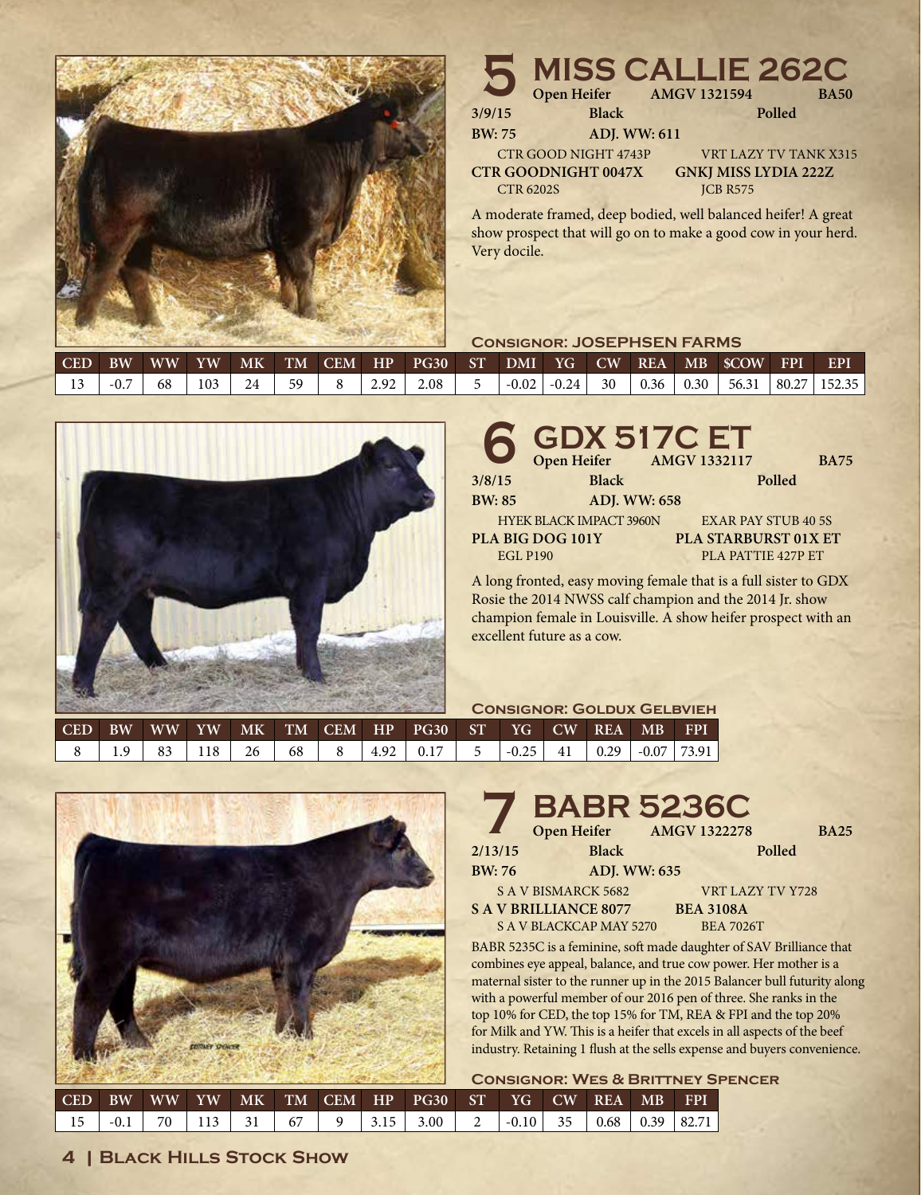## 5 MISS CALLIE 262C

**Open Heifer** | **AMGV 1321594** | **BA50**

**3/9/15** | **Black** | **Polled**

**BW: 75** | **ADJ. WW: 611**

CTR GOOD NIGHT 4743P | VRT LAZY TV TANK X315
**CTR GOODNIGHT 0047X** | **GNKJ MISS LYDIA 222Z**
CTR 6202S | JCB R575

A moderate framed, deep bodied, well balanced heifer! A great show prospect that will go on to make a good cow in your herd. Very docile.

**Consignor: JOSEPHSEN FARMS**

| CED | BW | WW | YW | MK | TM | CEM | HP | PG30 | ST | DMI | YG | CW | REA | MB | $COW | FPI | EPI |
|---|---|---|---|---|---|---|---|---|---|---|---|---|---|---|---|---|---|
| 13 | -0.7 | 68 | 103 | 24 | 59 | 8 | 2.92 | 2.08 | 5 | -0.02 | -0.24 | 30 | 0.36 | 0.30 | 56.31 | 80.27 | 152.35 |

## 6 GDX 517C ET

**Open Heifer** | **AMGV 1332117** | **BA75**

**3/8/15** | **Black** | **Polled**

**BW: 85** | **ADJ. WW: 658**

HYEK BLACK IMPACT 3960N | EXAR PAY STUB 40 5S
**PLA BIG DOG 101Y** | **PLA STARBURST 01X ET**
EGL P190 | PLA PATTIE 427P ET

A long fronted, easy moving female that is a full sister to GDX Rosie the 2014 NWSS calf champion and the 2014 Jr. show champion female in Louisville. A show heifer prospect with an excellent future as a cow.

**Consignor: Goldux Gelbvieh**

| CED | BW | WW | YW | MK | TM | CEM | HP | PG30 | ST | YG | CW | REA | MB | FPI |
|---|---|---|---|---|---|---|---|---|---|---|---|---|---|---|
| 8 | 1.9 | 83 | 118 | 26 | 68 | 8 | 4.92 | 0.17 | 5 | -0.25 | 41 | 0.29 | -0.07 | 73.91 |

## 7 BABR 5236C

**Open Heifer** | **AMGV 1322278** | **BA25**

**2/13/15** | **Black** | **Polled**

**BW: 76** | **ADJ. WW: 635**

S A V BISMARCK 5682 | VRT LAZY TV Y728
**S A V BRILLIANCE 8077** | **BEA 3108A**
S A V BLACKCAP MAY 5270 | BEA 7026T

BABR 5235C is a feminine, soft made daughter of SAV Brilliance that combines eye appeal, balance, and true cow power. Her mother is a maternal sister to the runner up in the 2015 Balancer bull futurity along with a powerful member of our 2016 pen of three. She ranks in the top 10% for CED, the top 15% for TM, REA & FPI and the top 20% for Milk and YW. This is a heifer that excels in all aspects of the beef industry. Retaining 1 flush at the sells expense and buyers convenience.

**Consignor: Wes & Brittney Spencer**

| CED | BW | WW | YW | MK | TM | CEM | HP | PG30 | ST | YG | CW | REA | MB | FPI |
|---|---|---|---|---|---|---|---|---|---|---|---|---|---|---|
| 15 | -0.1 | 70 | 113 | 31 | 67 | 9 | 3.15 | 3.00 | 2 | -0.10 | 35 | 0.68 | 0.39 | 82.71 |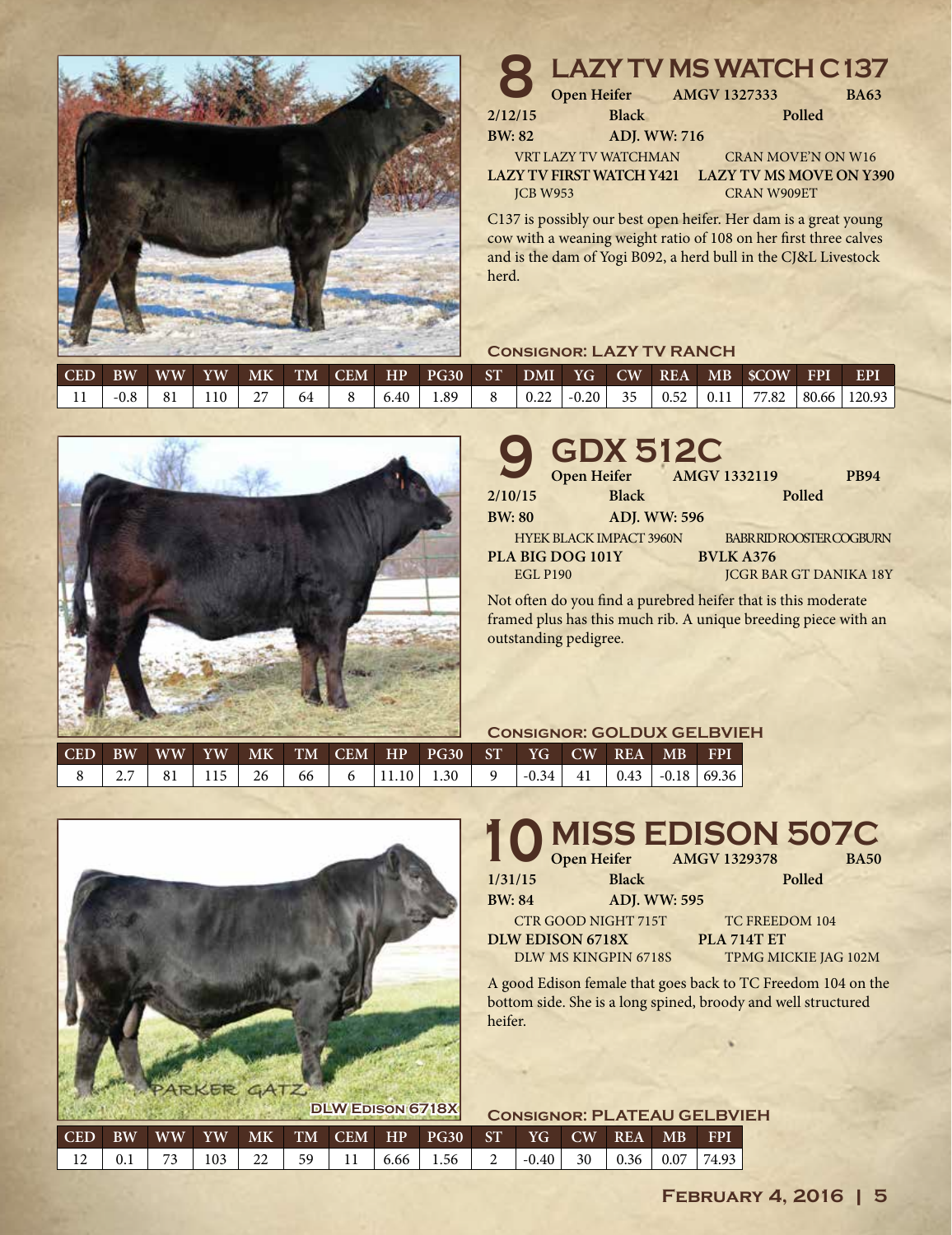## 8 LAZY TV MS WATCH C137

**Open Heifer** **AMGV 1327333** **BA63**

**2/12/15** **Black** **Polled**

**BW: 82** **ADJ. WW: 716**

VRT LAZY TV WATCHMAN
**LAZY TV FIRST WATCH Y421**
JCB W953

CRAN MOVE'N ON W16
**LAZY TV MS MOVE ON Y390**
CRAN W909ET

C137 is possibly our best open heifer. Her dam is a great young cow with a weaning weight ratio of 108 on her first three calves and is the dam of Yogi B092, a herd bull in the CJ&L Livestock herd.

**Consignor: LAZY TV RANCH**

| CED | BW | WW | YW | MK | TM | CEM | HP | PG30 | ST | DMI | YG | CW | REA | MB | $COW | FPI | EPI |
|---|---|---|---|---|---|---|---|---|---|---|---|---|---|---|---|---|---|
| 11 | -0.8 | 81 | 110 | 27 | 64 | 8 | 6.40 | 1.89 | 8 | 0.22 | -0.20 | 35 | 0.52 | 0.11 | 77.82 | 80.66 | 120.93 |

## 9 GDX 512C

**Open Heifer** **AMGV 1332119** **PB94**

**2/10/15** **Black** **Polled**

**BW: 80** **ADJ. WW: 596**

HYEK BLACK IMPACT 3960N
**PLA BIG DOG 101Y**
EGL P190

BABRRID ROOSTER COGBURN
**BVLK A376**
JCGR BAR GT DANIKA 18Y

Not often do you find a purebred heifer that is this moderate framed plus has this much rib. A unique breeding piece with an outstanding pedigree.

**Consignor: GOLDUX GELBVIEH**

| CED | BW | WW | YW | MK | TM | CEM | HP | PG30 | ST | YG | CW | REA | MB | FPI |
|---|---|---|---|---|---|---|---|---|---|---|---|---|---|---|
| 8 | 2.7 | 81 | 115 | 26 | 66 | 6 | 11.10 | 1.30 | 9 | -0.34 | 41 | 0.43 | -0.18 | 69.36 |

## 10 MISS EDISON 507C

**Open Heifer** **AMGV 1329378** **BA50**

**1/31/15** **Black** **Polled**

**BW: 84** **ADJ. WW: 595**

CTR GOOD NIGHT 715T
**DLW EDISON 6718X**
DLW MS KINGPIN 6718S

TC FREEDOM 104
**PLA 714T ET**
TPMG MICKIE JAG 102M

A good Edison female that goes back to TC Freedom 104 on the bottom side. She is a long spined, broody and well structured heifer.

DLW Edison 6718X

**Consignor: PLATEAU GELBVIEH**

| CED | BW | WW | YW | MK | TM | CEM | HP | PG30 | ST | YG | CW | REA | MB | FPI |
|---|---|---|---|---|---|---|---|---|---|---|---|---|---|---|
| 12 | 0.1 | 73 | 103 | 22 | 59 | 11 | 6.66 | 1.56 | 2 | -0.40 | 30 | 0.36 | 0.07 | 74.93 |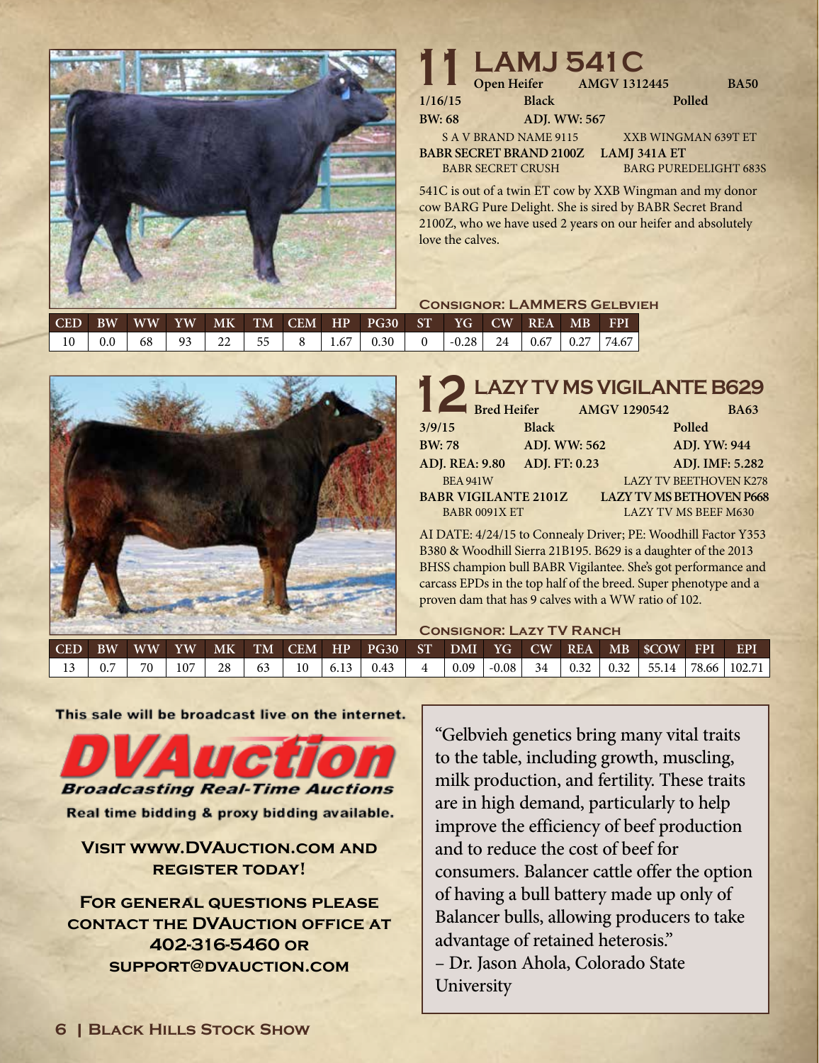## 11 LAMJ 541C

**Open Heifer** **AMGV 1312445** **BA50**

**1/16/15** **Black** **Polled**

**BW: 68** **ADJ. WW: 567**

S A V BRAND NAME 9115 — XXB WINGMAN 639T ET

**BABR SECRET BRAND 2100Z** — **LAMJ 341A ET**

BABR SECRET CRUSH — BARG PUREDELIGHT 683S

541C is out of a twin ET cow by XXB Wingman and my donor cow BARG Pure Delight. She is sired by BABR Secret Brand 2100Z, who we have used 2 years on our heifer and absolutely love the calves.

**Consignor: LAMMERS Gelbvieh**

| CED | BW | WW | YW | MK | TM | CEM | HP | PG30 | ST | YG | CW | REA | MB | FPI |
|---|---|---|---|---|---|---|---|---|---|---|---|---|---|---|
| 10 | 0.0 | 68 | 93 | 22 | 55 | 8 | 1.67 | 0.30 | 0 | -0.28 | 24 | 0.67 | 0.27 | 74.67 |

## 12 LAZY TV MS VIGILANTE B629

**Bred Heifer** **AMGV 1290542** **BA63**

**3/9/15** **Black** **Polled**

**BW: 78** **ADJ. WW: 562** **ADJ. YW: 944**

**ADJ. REA: 9.80** **ADJ. FT: 0.23** **ADJ. IMF: 5.282**

BEA 941W — LAZY TV BEETHOVEN K278

**BABR VIGILANTE 2101Z** — **LAZY TV MS BETHOVEN P668**

BABR 0091X ET — LAZY TV MS BEEF M630

AI DATE: 4/24/15 to Connealy Driver; PE: Woodhill Factor Y353 B380 & Woodhill Sierra 21B195. B629 is a daughter of the 2013 BHSS champion bull BABR Vigilantee. She's got performance and carcass EPDs in the top half of the breed. Super phenotype and a proven dam that has 9 calves with a WW ratio of 102.

**Consignor: Lazy TV Ranch**

| CED | BW | WW | YW | MK | TM | CEM | HP | PG30 | ST | DMI | YG | CW | REA | MB | $COW | FPI | EPI |
|---|---|---|---|---|---|---|---|---|---|---|---|---|---|---|---|---|---|
| 13 | 0.7 | 70 | 107 | 28 | 63 | 10 | 6.13 | 0.43 | 4 | 0.09 | -0.08 | 34 | 0.32 | 0.32 | 55.14 | 78.66 | 102.71 |

This sale will be broadcast live on the internet.

**DVAuction** — Broadcasting Real-Time Auctions

Real time bidding & proxy bidding available.

**Visit www.DVAuction.com and register today!**

**For general questions please contact the DVAuction office at 402-316-5460 or support@dvauction.com**

"Gelbvieh genetics bring many vital traits to the table, including growth, muscling, milk production, and fertility. These traits are in high demand, particularly to help improve the efficiency of beef production and to reduce the cost of beef for consumers. Balancer cattle offer the option of having a bull battery made up only of Balancer bulls, allowing producers to take advantage of retained heterosis."
– Dr. Jason Ahola, Colorado State University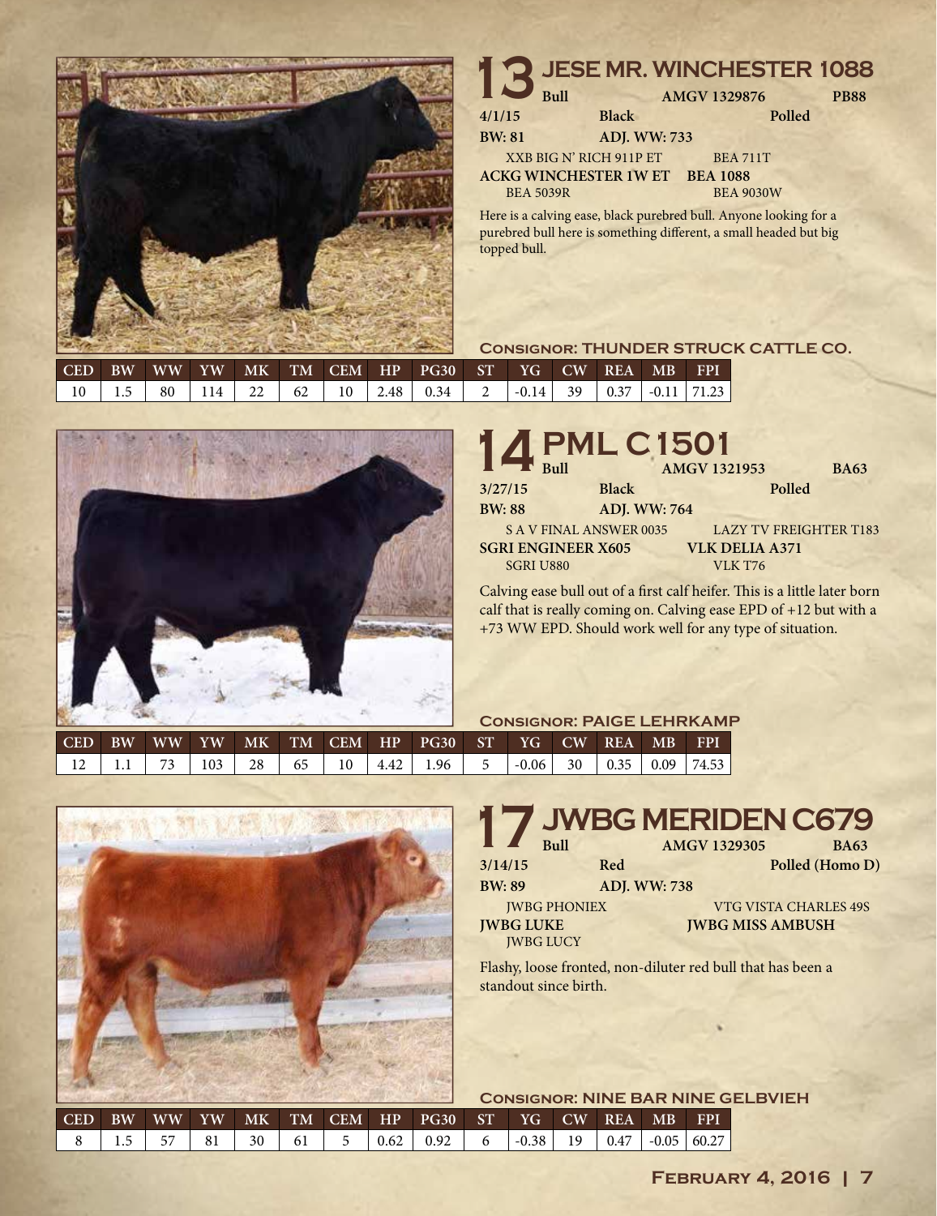## 13 JESE MR. WINCHESTER 1088

**Bull** **AMGV 1329876** **PB88**

**4/1/15** **Black** **Polled**

**BW: 81** **ADJ. WW: 733**

XXB BIG N' RICH 911P ET
**ACKG WINCHESTER 1W ET**
BEA 5039R

BEA 711T
**BEA 1088**
BEA 9030W

Here is a calving ease, black purebred bull. Anyone looking for a purebred bull here is something different, a small headed but big topped bull.

**CONSIGNOR: THUNDER STRUCK CATTLE CO.**

| CED | BW | WW | YW | MK | TM | CEM | HP | PG30 | ST | YG | CW | REA | MB | FPI |
|---|---|---|---|---|---|---|---|---|---|---|---|---|---|---|
| 10 | 1.5 | 80 | 114 | 22 | 62 | 10 | 2.48 | 0.34 | 2 | -0.14 | 39 | 0.37 | -0.11 | 71.23 |

## 14 PML C1501

**Bull** **AMGV 1321953** **BA63**

**3/27/15** **Black** **Polled**

**BW: 88** **ADJ. WW: 764**

S A V FINAL ANSWER 0035
**SGRI ENGINEER X605**
SGRI U880

LAZY TV FREIGHTER T183
**VLK DELIA A371**
VLK T76

Calving ease bull out of a first calf heifer. This is a little later born calf that is really coming on. Calving ease EPD of +12 but with a +73 WW EPD. Should work well for any type of situation.

**CONSIGNOR: PAIGE LEHRKAMP**

| CED | BW | WW | YW | MK | TM | CEM | HP | PG30 | ST | YG | CW | REA | MB | FPI |
|---|---|---|---|---|---|---|---|---|---|---|---|---|---|---|
| 12 | 1.1 | 73 | 103 | 28 | 65 | 10 | 4.42 | 1.96 | 5 | -0.06 | 30 | 0.35 | 0.09 | 74.53 |

## 17 JWBG MERIDEN C679

**Bull** **AMGV 1329305** **BA63**

**3/14/15** **Red** **Polled (Homo D)**

**BW: 89** **ADJ. WW: 738**

JWBG PHONIEX
**JWBG LUKE**
JWBG LUCY

VTG VISTA CHARLES 49S
**JWBG MISS AMBUSH**

Flashy, loose fronted, non-diluter red bull that has been a standout since birth.

**CONSIGNOR: NINE BAR NINE GELBVIEH**

| CED | BW | WW | YW | MK | TM | CEM | HP | PG30 | ST | YG | CW | REA | MB | FPI |
|---|---|---|---|---|---|---|---|---|---|---|---|---|---|---|
| 8 | 1.5 | 57 | 81 | 30 | 61 | 5 | 0.62 | 0.92 | 6 | -0.38 | 19 | 0.47 | -0.05 | 60.27 |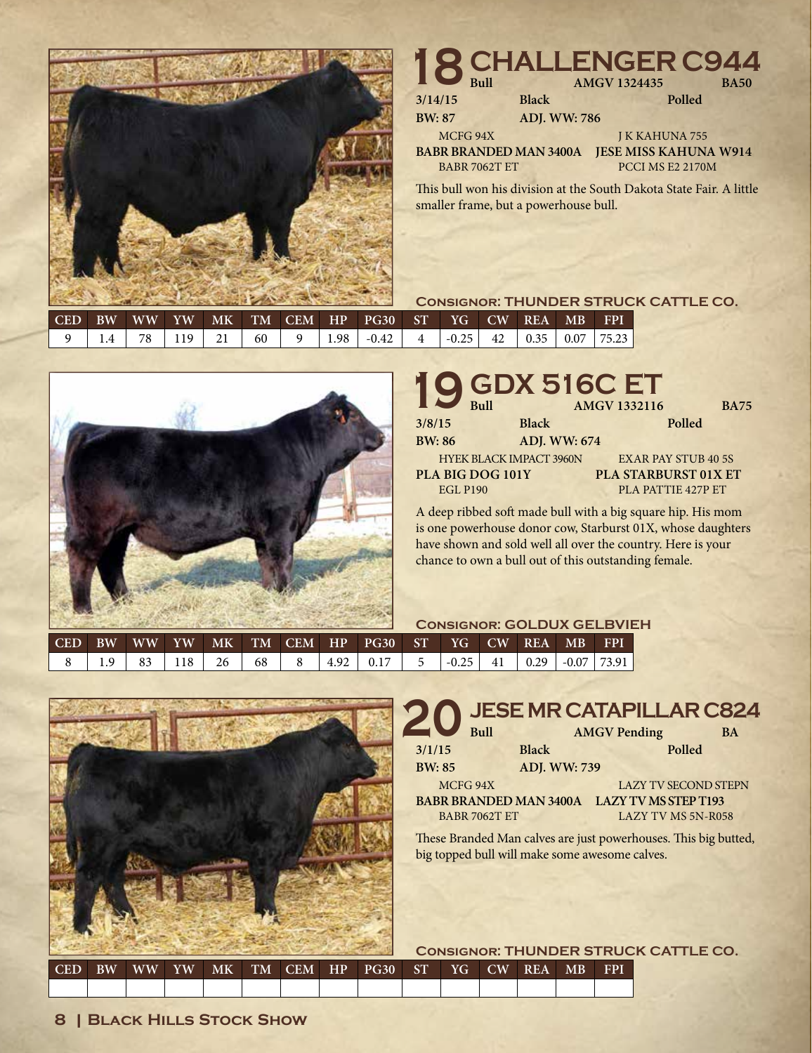## 18 CHALLENGER C944

**Bull** | **AMGV 1324435** | **BA50**

**3/14/15** | **Black** | **Polled**

**BW: 87** | **ADJ. WW: 786**

MCFG 94X | J K KAHUNA 755
**BABR BRANDED MAN 3400A** | **JESE MISS KAHUNA W914**
BABR 7062T ET | PCCI MS E2 2170M

This bull won his division at the South Dakota State Fair. A little smaller frame, but a powerhouse bull.

**Consignor: THUNDER STRUCK CATTLE CO.**

| CED | BW | WW | YW | MK | TM | CEM | HP | PG30 | ST | YG | CW | REA | MB | FPI |
|---|---|---|---|---|---|---|---|---|---|---|---|---|---|---|
| 9 | 1.4 | 78 | 119 | 21 | 60 | 9 | 1.98 | -0.42 | 4 | -0.25 | 42 | 0.35 | 0.07 | 75.23 |

## 19 GDX 516C ET

**Bull** | **AMGV 1332116** | **BA75**

**3/8/15** | **Black** | **Polled**

**BW: 86** | **ADJ. WW: 674**

HYEK BLACK IMPACT 3960N | EXAR PAY STUB 40 5S
**PLA BIG DOG 101Y** | **PLA STARBURST 01X ET**
EGL P190 | PLA PATTIE 427P ET

A deep ribbed soft made bull with a big square hip. His mom is one powerhouse donor cow, Starburst 01X, whose daughters have shown and sold well all over the country. Here is your chance to own a bull out of this outstanding female.

**Consignor: GOLDUX GELBVIEH**

| CED | BW | WW | YW | MK | TM | CEM | HP | PG30 | ST | YG | CW | REA | MB | FPI |
|---|---|---|---|---|---|---|---|---|---|---|---|---|---|---|
| 8 | 1.9 | 83 | 118 | 26 | 68 | 8 | 4.92 | 0.17 | 5 | -0.25 | 41 | 0.29 | -0.07 | 73.91 |

## 20 JESE MR CATAPILLAR C824

**Bull** | **AMGV Pending** | **BA**

**3/1/15** | **Black** | **Polled**

**BW: 85** | **ADJ. WW: 739**

MCFG 94X | LAZY TV SECOND STEPN
**BABR BRANDED MAN 3400A** | **LAZY TV MS STEP T193**
BABR 7062T ET | LAZY TV MS 5N-R058

These Branded Man calves are just powerhouses. This big butted, big topped bull will make some awesome calves.

**Consignor: THUNDER STRUCK CATTLE CO.**

| CED | BW | WW | YW | MK | TM | CEM | HP | PG30 | ST | YG | CW | REA | MB | FPI |
|---|---|---|---|---|---|---|---|---|---|---|---|---|---|---|
| | | | | | | | | | | | | | | |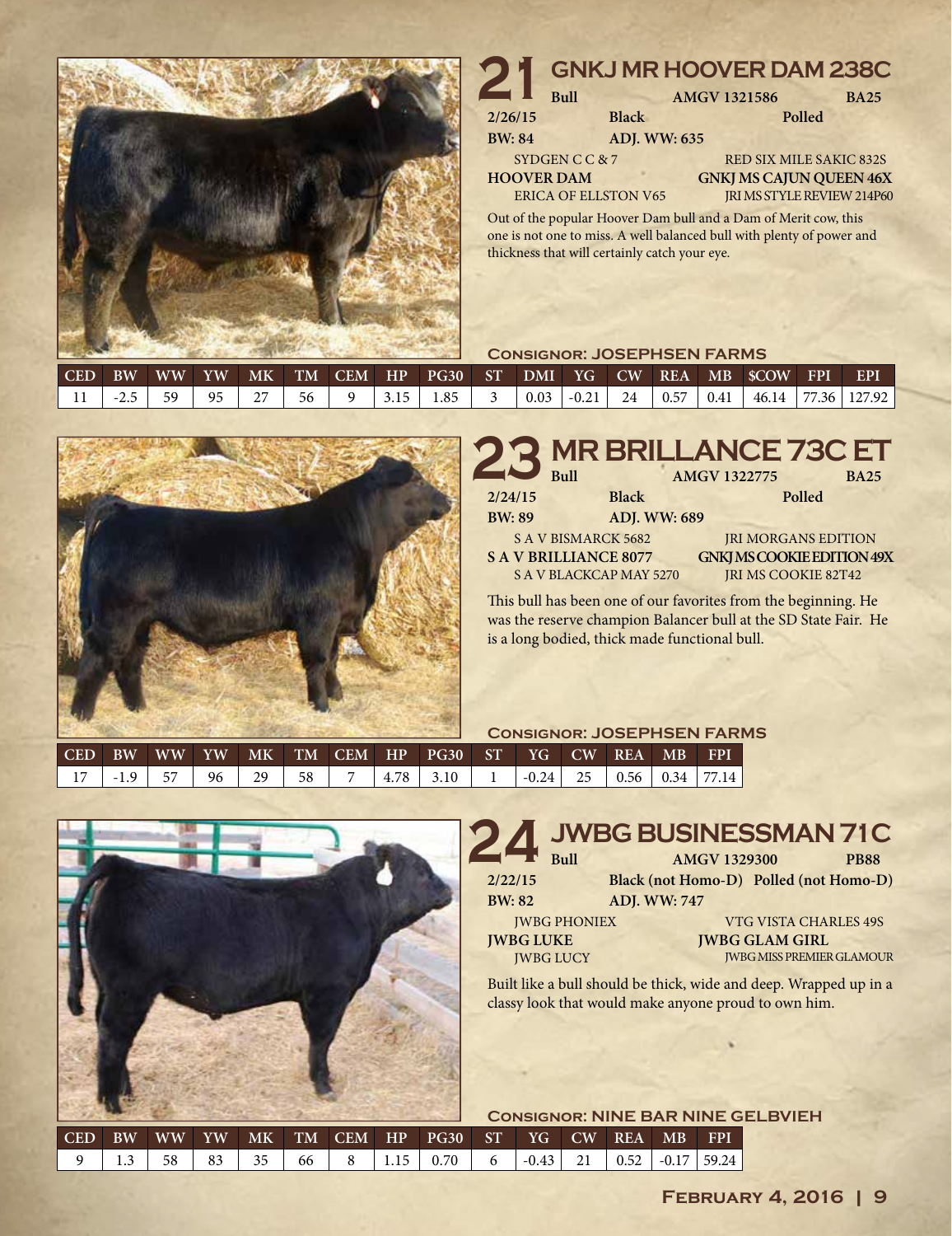## 21 GNKJ MR HOOVER DAM 238C

**Bull** **AMGV 1321586** **BA25**

**2/26/15** **Black** **Polled**

**BW: 84** **ADJ. WW: 635**

SYDGEN C C & 7 — RED SIX MILE SAKIC 832S

**HOOVER DAM** — **GNKJ MS CAJUN QUEEN 46X**

ERICA OF ELLSTON V65 — JRI MS STYLE REVIEW 214P60

Out of the popular Hoover Dam bull and a Dam of Merit cow, this one is not one to miss. A well balanced bull with plenty of power and thickness that will certainly catch your eye.

**Consignor: JOSEPHSEN FARMS**

| CED | BW | WW | YW | MK | TM | CEM | HP | PG30 | ST | DMI | YG | CW | REA | MB | $COW | FPI | EPI |
|---|---|---|---|---|---|---|---|---|---|---|---|---|---|---|---|---|---|
| 11 | -2.5 | 59 | 95 | 27 | 56 | 9 | 3.15 | 1.85 | 3 | 0.03 | -0.21 | 24 | 0.57 | 0.41 | 46.14 | 77.36 | 127.92 |

## 23 MR BRILLANCE 73C ET

**Bull** **AMGV 1322775** **BA25**

**2/24/15** **Black** **Polled**

**BW: 89** **ADJ. WW: 689**

S A V BISMARCK 5682 — JRI MORGANS EDITION

**S A V BRILLIANCE 8077** — **GNKJ MS COOKIE EDITION 49X**

S A V BLACKCAP MAY 5270 — JRI MS COOKIE 82T42

This bull has been one of our favorites from the beginning. He was the reserve champion Balancer bull at the SD State Fair. He is a long bodied, thick made functional bull.

**Consignor: JOSEPHSEN FARMS**

| CED | BW | WW | YW | MK | TM | CEM | HP | PG30 | ST | YG | CW | REA | MB | FPI |
|---|---|---|---|---|---|---|---|---|---|---|---|---|---|---|
| 17 | -1.9 | 57 | 96 | 29 | 58 | 7 | 4.78 | 3.10 | 1 | -0.24 | 25 | 0.56 | 0.34 | 77.14 |

## 24 JWBG BUSINESSMAN 71C

**Bull** **AMGV 1329300** **PB88**

**2/22/15** **Black (not Homo-D)** **Polled (not Homo-D)**

**BW: 82** **ADJ. WW: 747**

JWBG PHONIEX — VTG VISTA CHARLES 49S

**JWBG LUKE** — **JWBG GLAM GIRL**

JWBG LUCY — JWBG MISS PREMIER GLAMOUR

Built like a bull should be thick, wide and deep. Wrapped up in a classy look that would make anyone proud to own him.

**Consignor: NINE BAR NINE GELBVIEH**

| CED | BW | WW | YW | MK | TM | CEM | HP | PG30 | ST | YG | CW | REA | MB | FPI |
|---|---|---|---|---|---|---|---|---|---|---|---|---|---|---|
| 9 | 1.3 | 58 | 83 | 35 | 66 | 8 | 1.15 | 0.70 | 6 | -0.43 | 21 | 0.52 | -0.17 | 59.24 |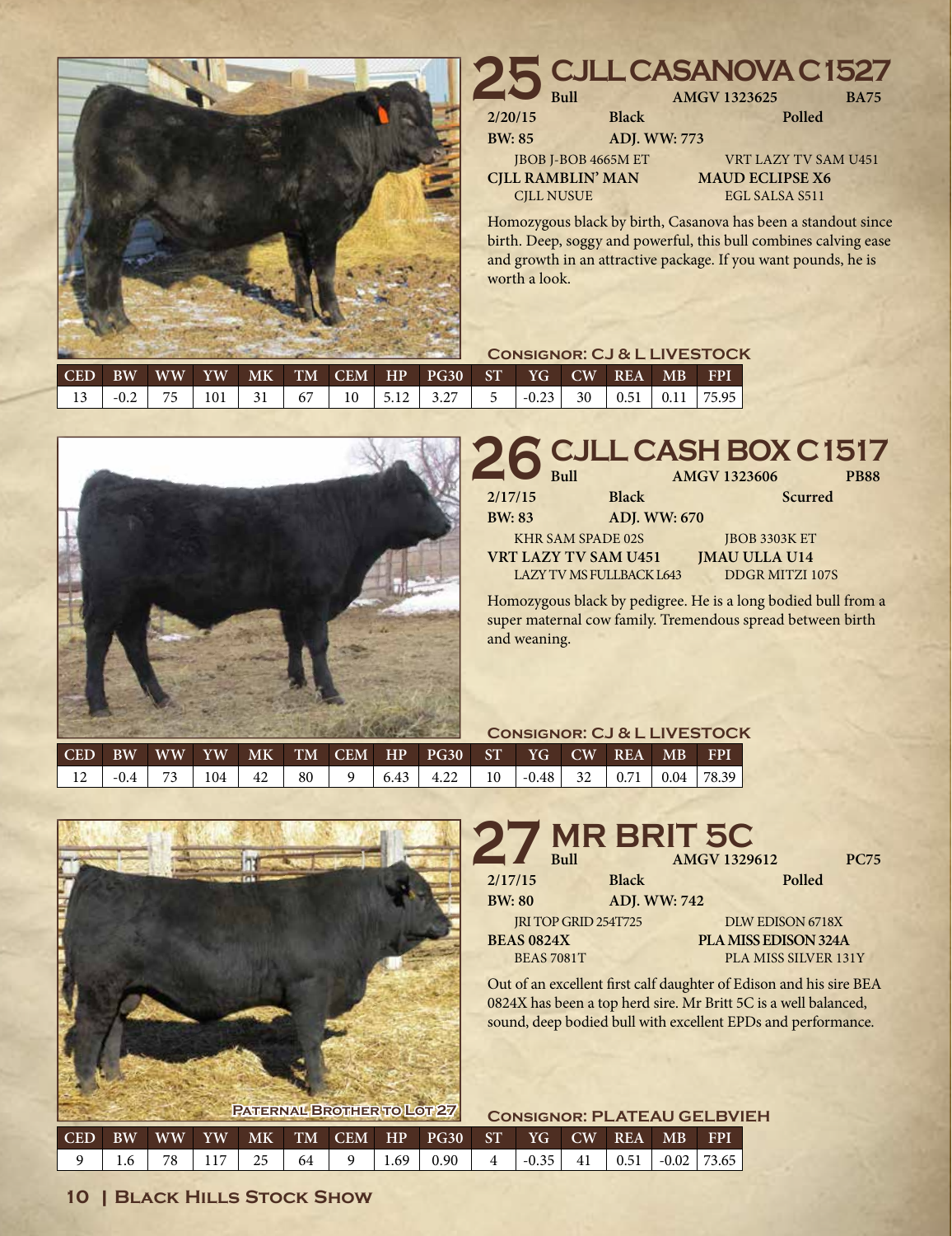## 25 CJLL CASANOVA C1527

**Bull** **AMGV 1323625** **BA75**

**2/20/15** **Black** **Polled**

**BW: 85** **ADJ. WW: 773**

| | |
|---|---|
| JBOB J-BOB 4665M ET | VRT LAZY TV SAM U451 |
| **CJLL RAMBLIN' MAN** | **MAUD ECLIPSE X6** |
| CJLL NUSUE | EGL SALSA S511 |

Homozygous black by birth, Casanova has been a standout since birth. Deep, soggy and powerful, this bull combines calving ease and growth in an attractive package. If you want pounds, he is worth a look.

**Consignor: CJ & L LIVESTOCK**

| CED | BW | WW | YW | MK | TM | CEM | HP | PG30 | ST | YG | CW | REA | MB | FPI |
|---|---|---|---|---|---|---|---|---|---|---|---|---|---|---|
| 13 | -0.2 | 75 | 101 | 31 | 67 | 10 | 5.12 | 3.27 | 5 | -0.23 | 30 | 0.51 | 0.11 | 75.95 |

## 26 CJLL CASH BOX C1517

**Bull** **AMGV 1323606** **PB88**

**2/17/15** **Black** **Scurred**

**BW: 83** **ADJ. WW: 670**

| | |
|---|---|
| KHR SAM SPADE 02S | JBOB 3303K ET |
| **VRT LAZY TV SAM U451** | **JMAU ULLA U14** |
| LAZY TV MS FULLBACK L643 | DDGR MITZI 107S |

Homozygous black by pedigree. He is a long bodied bull from a super maternal cow family. Tremendous spread between birth and weaning.

**Consignor: CJ & L LIVESTOCK**

| CED | BW | WW | YW | MK | TM | CEM | HP | PG30 | ST | YG | CW | REA | MB | FPI |
|---|---|---|---|---|---|---|---|---|---|---|---|---|---|---|
| 12 | -0.4 | 73 | 104 | 42 | 80 | 9 | 6.43 | 4.22 | 10 | -0.48 | 32 | 0.71 | 0.04 | 78.39 |

## 27 MR BRIT 5C

**Bull** **AMGV 1329612** **PC75**

**2/17/15** **Black** **Polled**

**BW: 80** **ADJ. WW: 742**

| | |
|---|---|
| JRI TOP GRID 254T725 | DLW EDISON 6718X |
| **BEAS 0824X** | **PLA MISS EDISON 324A** |
| BEAS 7081T | PLA MISS SILVER 131Y |

Out of an excellent first calf daughter of Edison and his sire BEA 0824X has been a top herd sire. Mr Britt 5C is a well balanced, sound, deep bodied bull with excellent EPDs and performance.

Paternal Brother to Lot 27

**Consignor: PLATEAU GELBVIEH**

| CED | BW | WW | YW | MK | TM | CEM | HP | PG30 | ST | YG | CW | REA | MB | FPI |
|---|---|---|---|---|---|---|---|---|---|---|---|---|---|---|
| 9 | 1.6 | 78 | 117 | 25 | 64 | 9 | 1.69 | 0.90 | 4 | -0.35 | 41 | 0.51 | -0.02 | 73.65 |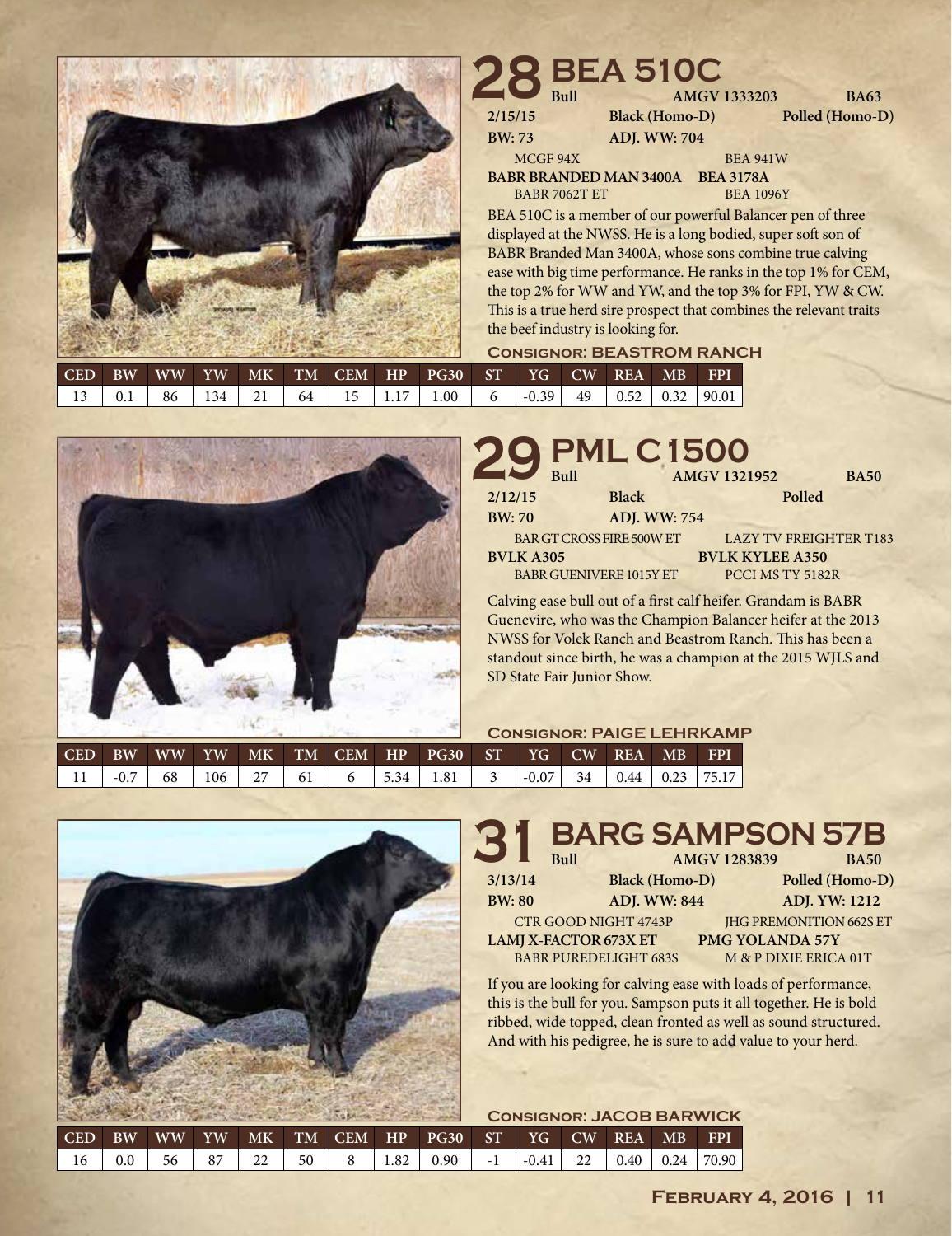# 28 BEA 510C

**Bull** | **AMGV 1333203** | **BA63**

**2/15/15** | **Black (Homo-D)** | **Polled (Homo-D)**

**BW: 73** | **ADJ. WW: 704**

MCGF 94X | BEA 941W
**BABR BRANDED MAN 3400A** | **BEA 3178A**
BABR 7062T ET | BEA 1096Y

BEA 510C is a member of our powerful Balancer pen of three displayed at the NWSS. He is a long bodied, super soft son of BABR Branded Man 3400A, whose sons combine true calving ease with big time performance. He ranks in the top 1% for CEM, the top 2% for WW and YW, and the top 3% for FPI, YW & CW. This is a true herd sire prospect that combines the relevant traits the beef industry is looking for.

**Consignor: Beastrom Ranch**

| CED | BW | WW | YW | MK | TM | CEM | HP | PG30 | ST | YG | CW | REA | MB | FPI |
|---|---|---|---|---|---|---|---|---|---|---|---|---|---|---|
| 13 | 0.1 | 86 | 134 | 21 | 64 | 15 | 1.17 | 1.00 | 6 | -0.39 | 49 | 0.52 | 0.32 | 90.01 |

# 29 PML C1500

**Bull** | **AMGV 1321952** | **BA50**

**2/12/15** | **Black** | **Polled**

**BW: 70** | **ADJ. WW: 754**

BAR GT CROSS FIRE 500W ET | LAZY TV FREIGHTER T183
**BVLK A305** | **BVLK KYLEE A350**
BABR GUENIVERE 1015Y ET | PCCI MS TY 5182R

Calving ease bull out of a first calf heifer. Grandam is BABR Guenevire, who was the Champion Balancer heifer at the 2013 NWSS for Volek Ranch and Beastrom Ranch. This has been a standout since birth, he was a champion at the 2015 WJLS and SD State Fair Junior Show.

**Consignor: Paige Lehrkamp**

| CED | BW | WW | YW | MK | TM | CEM | HP | PG30 | ST | YG | CW | REA | MB | FPI |
|---|---|---|---|---|---|---|---|---|---|---|---|---|---|---|
| 11 | -0.7 | 68 | 106 | 27 | 61 | 6 | 5.34 | 1.81 | 3 | -0.07 | 34 | 0.44 | 0.23 | 75.17 |

# 31 BARG SAMPSON 57B

**Bull** | **AMGV 1283839** | **BA50**

**3/13/14** | **Black (Homo-D)** | **Polled (Homo-D)**

**BW: 80** | **ADJ. WW: 844** | **ADJ. YW: 1212**

CTR GOOD NIGHT 4743P | JHG PREMONITION 662S ET
**LAMJ X-FACTOR 673X ET** | **PMG YOLANDA 57Y**
BABR PUREDELIGHT 683S | M & P DIXIE ERICA 01T

If you are looking for calving ease with loads of performance, this is the bull for you. Sampson puts it all together. He is bold ribbed, wide topped, clean fronted as well as sound structured. And with his pedigree, he is sure to add value to your herd.

**Consignor: Jacob Barwick**

| CED | BW | WW | YW | MK | TM | CEM | HP | PG30 | ST | YG | CW | REA | MB | FPI |
|---|---|---|---|---|---|---|---|---|---|---|---|---|---|---|
| 16 | 0.0 | 56 | 87 | 22 | 50 | 8 | 1.82 | 0.90 | -1 | -0.41 | 22 | 0.40 | 0.24 | 70.90 |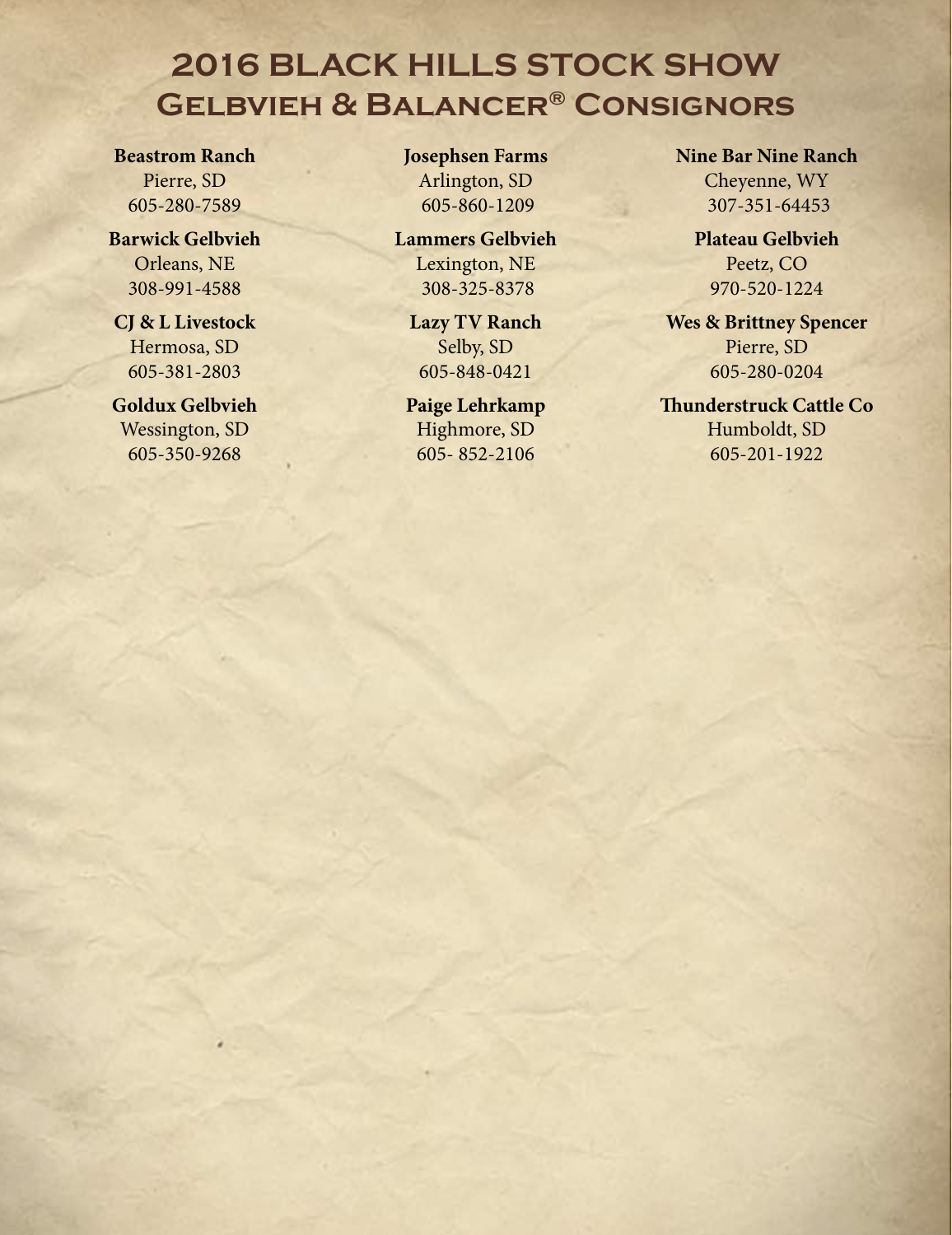# 2016 BLACK HILLS STOCK SHOW
## Gelbvieh & Balancer® Consignors

**Beastrom Ranch**
Pierre, SD
605-280-7589

**Barwick Gelbvieh**
Orleans, NE
308-991-4588

**CJ & L Livestock**
Hermosa, SD
605-381-2803

**Goldux Gelbvieh**
Wessington, SD
605-350-9268

**Josephsen Farms**
Arlington, SD
605-860-1209

**Lammers Gelbvieh**
Lexington, NE
308-325-8378

**Lazy TV Ranch**
Selby, SD
605-848-0421

**Paige Lehrkamp**
Highmore, SD
605- 852-2106

**Nine Bar Nine Ranch**
Cheyenne, WY
307-351-64453

**Plateau Gelbvieh**
Peetz, CO
970-520-1224

**Wes & Brittney Spencer**
Pierre, SD
605-280-0204

**Thunderstruck Cattle Co**
Humboldt, SD
605-201-1922